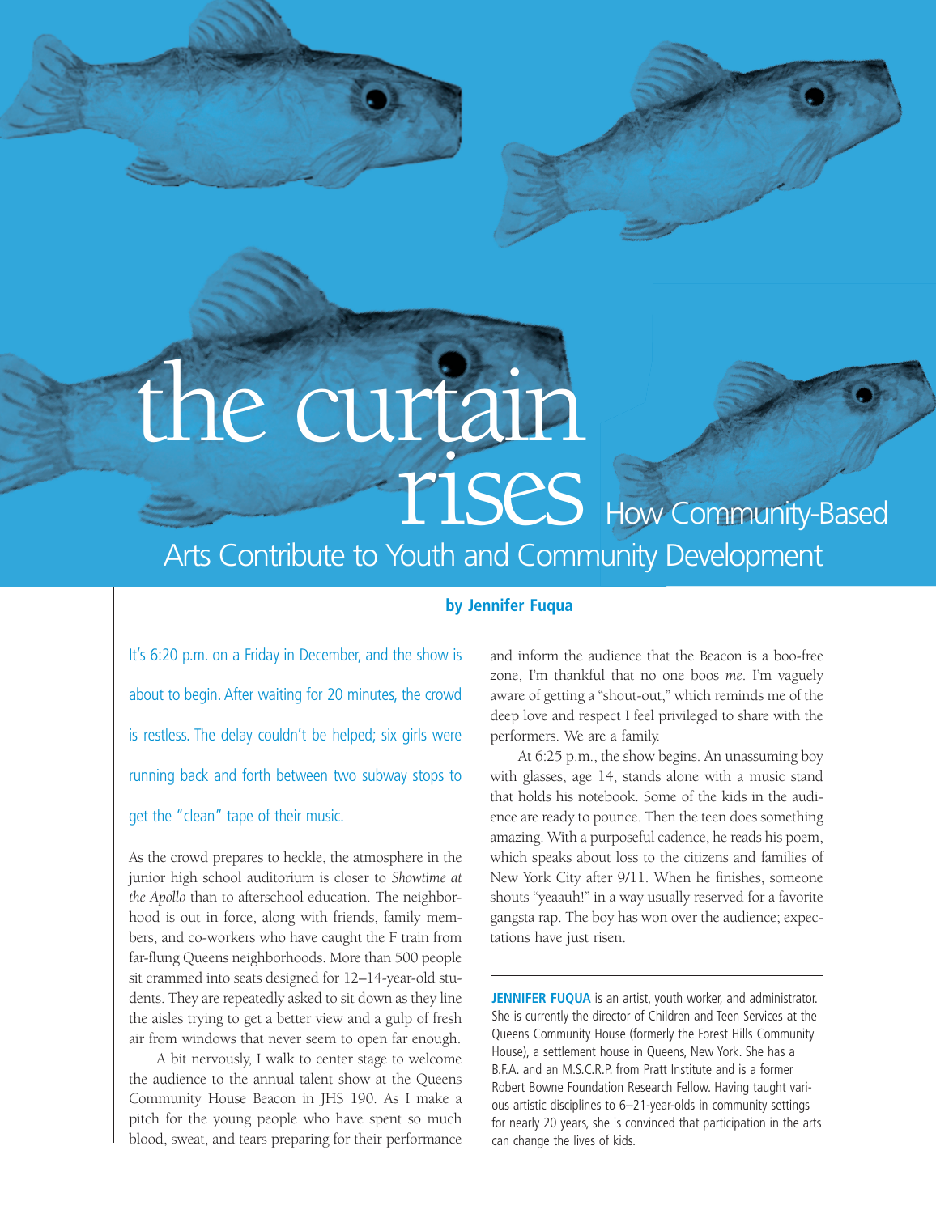# the curtain rises

## How Community-Based Arts Contribute to Youth and Community Development

**by Jennifer Fuqua**

It's 6:20 p.m. on a Friday in December, and the show is about to begin. After waiting for 20 minutes, the crowd is restless. The delay couldn't be helped; six girls were running back and forth between two subway stops to get the "clean" tape of their music.

As the crowd prepares to heckle, the atmosphere in the junior high school auditorium is closer to *Showtime at the Apollo* than to afterschool education. The neighborhood is out in force, along with friends, family members, and co-workers who have caught the F train from far-flung Queens neighborhoods. More than 500 people sit crammed into seats designed for 12–14-year-old students. They are repeatedly asked to sit down as they line the aisles trying to get a better view and a gulp of fresh air from windows that never seem to open far enough.

A bit nervously, I walk to center stage to welcome the audience to the annual talent show at the Queens Community House Beacon in JHS 190. As I make a pitch for the young people who have spent so much blood, sweat, and tears preparing for their performance and inform the audience that the Beacon is a boo-free zone, I'm thankful that no one boos *me*. I'm vaguely aware of getting a "shout-out," which reminds me of the deep love and respect I feel privileged to share with the performers. We are a family.

At 6:25 p.m., the show begins. An unassuming boy with glasses, age 14, stands alone with a music stand that holds his notebook. Some of the kids in the audience are ready to pounce. Then the teen does something amazing. With a purposeful cadence, he reads his poem, which speaks about loss to the citizens and families of New York City after 9/11. When he finishes, someone shouts "yeaauh!" in a way usually reserved for a favorite gangsta rap. The boy has won over the audience; expectations have just risen.

---

**JENNIFER FUQUA** is an artist, youth worker, and administrator. She is currently the director of Children and Teen Services at the Queens Community House (formerly the Forest Hills Community House), a settlement house in Queens, New York. She has a B.F.A. and an M.S.C.R.P. from Pratt Institute and is a former Robert Bowne Foundation Research Fellow. Having taught various artistic disciplines to 6–21-year-olds in community settings for nearly 20 years, she is convinced that participation in the arts can change the lives of kids.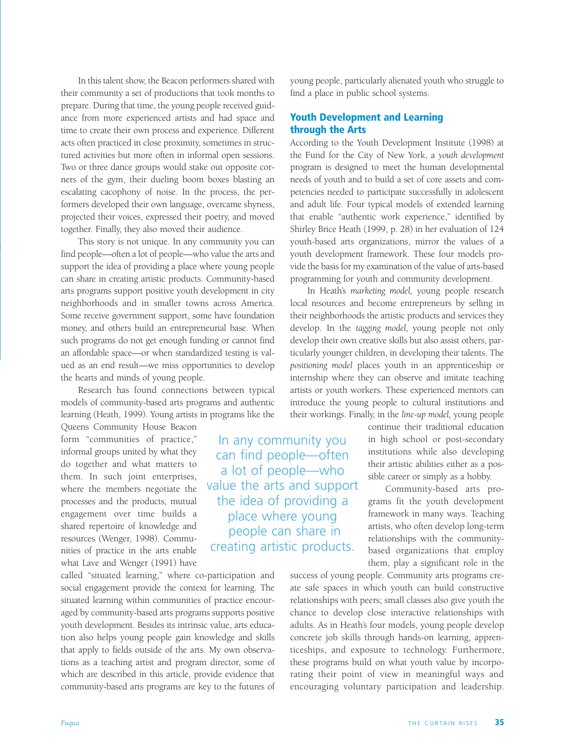In this talent show, the Beacon performers shared with their community a set of productions that took months to prepare. During that time, the young people received guidance from more experienced artists and had space and time to create their own process and experience. Different acts often practiced in close proximity, sometimes in structured activities but more often in informal open sessions. Two or three dance groups would stake out opposite corners of the gym, their dueling boom boxes blasting an escalating cacophony of noise. In the process, the performers developed their own language, overcame shyness, projected their voices, expressed their poetry, and moved together. Finally, they also moved their audience.

This story is not unique. In any community you can find people—often a lot of people—who value the arts and support the idea of providing a place where young people can share in creating artistic products. Community-based arts programs support positive youth development in city neighborhoods and in smaller towns across America. Some receive government support, some have foundation money, and others build an entrepreneurial base. When such programs do not get enough funding or cannot find an affordable space—or when standardized testing is valued as an end result—we miss opportunities to develop the hearts and minds of young people.

Research has found connections between typical models of community-based arts programs and authentic learning (Heath, 1999). Young artists in programs like the Queens Community House Beacon form "communities of practice," informal groups united by what they do together and what matters to them. In such joint enterprises, where the members negotiate the processes and the products, mutual engagement over time builds a shared repertoire of knowledge and resources (Wenger, 1998). Communities of practice in the arts enable what Lave and Wenger (1991) have called "situated learning," where co-participation and social engagement provide the context for learning. The situated learning within communities of practice encouraged by community-based arts programs supports positive youth development. Besides its intrinsic value, arts education also helps young people gain knowledge and skills that apply to fields outside of the arts. My own observations as a teaching artist and program director, some of which are described in this article, provide evidence that community-based arts programs are key to the futures of young people, particularly alienated youth who struggle to find a place in public school systems.

> In any community you can find people—often a lot of people—who value the arts and support the idea of providing a place where young people can share in creating artistic products.

## Youth Development and Learning through the Arts

According to the Youth Development Institute (1998) at the Fund for the City of New York, a *youth development* program is designed to meet the human developmental needs of youth and to build a set of core assets and competencies needed to participate successfully in adolescent and adult life. Four typical models of extended learning that enable "authentic work experience," identified by Shirley Brice Heath (1999, p. 28) in her evaluation of 124 youth-based arts organizations, mirror the values of a youth development framework. These four models provide the basis for my examination of the value of arts-based programming for youth and community development.

In Heath's *marketing model,* young people research local resources and become entrepreneurs by selling in their neighborhoods the artistic products and services they develop. In the *tagging model,* young people not only develop their own creative skills but also assist others, particularly younger children, in developing their talents. The *positioning model* places youth in an apprenticeship or internship where they can observe and imitate teaching artists or youth workers. These experienced mentors can introduce the young people to cultural institutions and their workings. Finally, in the *line-up model,* young people continue their traditional education in high school or post-secondary institutions while also developing their artistic abilities either as a possible career or simply as a hobby.

Community-based arts programs fit the youth development framework in many ways. Teaching artists, who often develop long-term relationships with the community-based organizations that employ them, play a significant role in the success of young people. Community arts programs create safe spaces in which youth can build constructive relationships with peers; small classes also give youth the chance to develop close interactive relationships with adults. As in Heath's four models, young people develop concrete job skills through hands-on learning, apprenticeships, and exposure to technology. Furthermore, these programs build on what youth value by incorporating their point of view in meaningful ways and encouraging voluntary participation and leadership.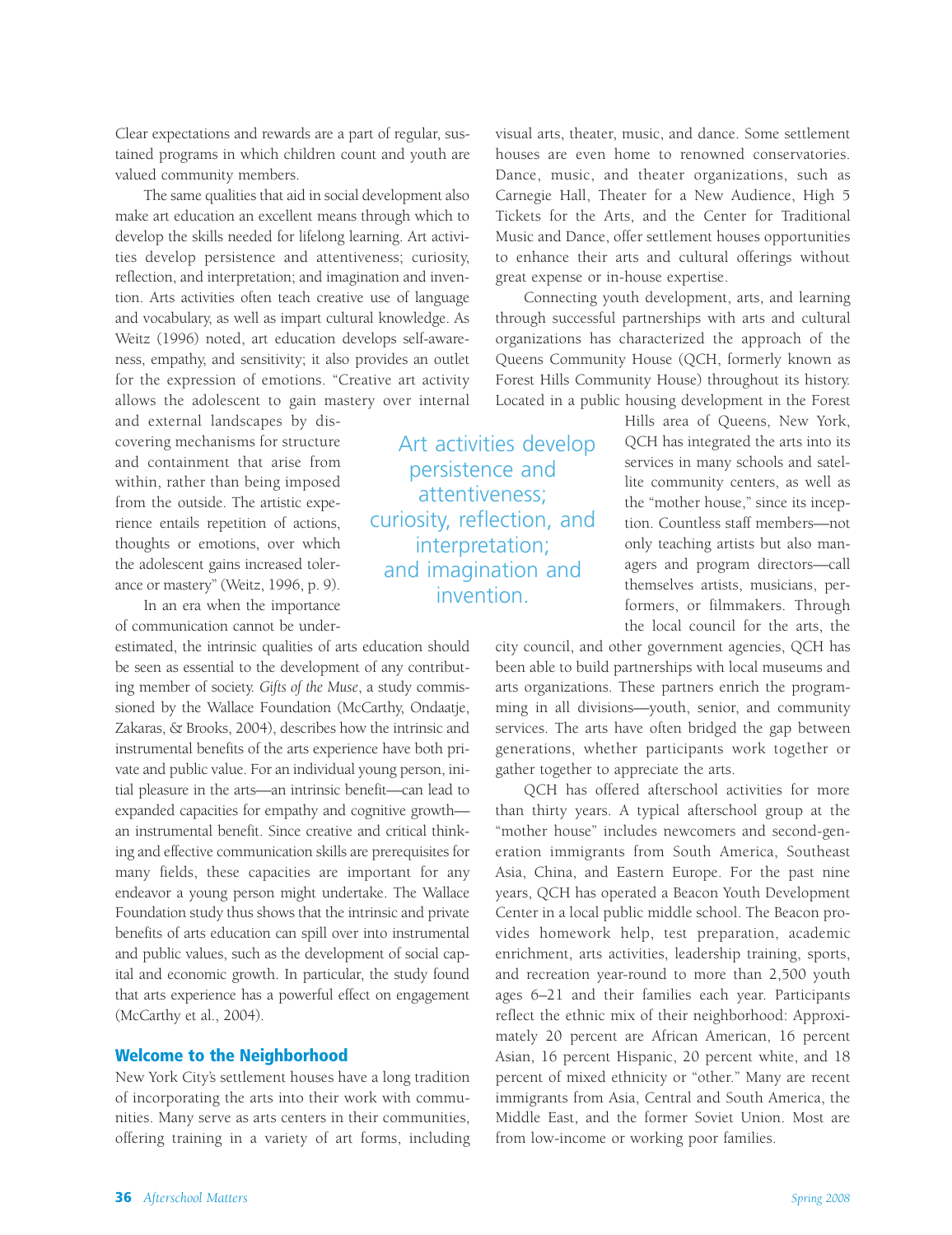Clear expectations and rewards are a part of regular, sustained programs in which children count and youth are valued community members.

The same qualities that aid in social development also make art education an excellent means through which to develop the skills needed for lifelong learning. Art activities develop persistence and attentiveness; curiosity, reflection, and interpretation; and imagination and invention. Arts activities often teach creative use of language and vocabulary, as well as impart cultural knowledge. As Weitz (1996) noted, art education develops self-awareness, empathy, and sensitivity; it also provides an outlet for the expression of emotions. "Creative art activity allows the adolescent to gain mastery over internal and external landscapes by discovering mechanisms for structure and containment that arise from within, rather than being imposed from the outside. The artistic experience entails repetition of actions, thoughts or emotions, over which the adolescent gains increased tolerance or mastery" (Weitz, 1996, p. 9).

> Art activities develop persistence and attentiveness; curiosity, reflection, and interpretation; and imagination and invention.

In an era when the importance of communication cannot be underestimated, the intrinsic qualities of arts education should be seen as essential to the development of any contributing member of society. *Gifts of the Muse*, a study commissioned by the Wallace Foundation (McCarthy, Ondaatje, Zakaras, & Brooks, 2004), describes how the intrinsic and instrumental benefits of the arts experience have both private and public value. For an individual young person, initial pleasure in the arts—an intrinsic benefit—can lead to expanded capacities for empathy and cognitive growth—an instrumental benefit. Since creative and critical thinking and effective communication skills are prerequisites for many fields, these capacities are important for any endeavor a young person might undertake. The Wallace Foundation study thus shows that the intrinsic and private benefits of arts education can spill over into instrumental and public values, such as the development of social capital and economic growth. In particular, the study found that arts experience has a powerful effect on engagement (McCarthy et al., 2004).

## Welcome to the Neighborhood

New York City's settlement houses have a long tradition of incorporating the arts into their work with communities. Many serve as arts centers in their communities, offering training in a variety of art forms, including visual arts, theater, music, and dance. Some settlement houses are even home to renowned conservatories. Dance, music, and theater organizations, such as Carnegie Hall, Theater for a New Audience, High 5 Tickets for the Arts, and the Center for Traditional Music and Dance, offer settlement houses opportunities to enhance their arts and cultural offerings without great expense or in-house expertise.

Connecting youth development, arts, and learning through successful partnerships with arts and cultural organizations has characterized the approach of the Queens Community House (QCH, formerly known as Forest Hills Community House) throughout its history. Located in a public housing development in the Forest Hills area of Queens, New York, QCH has integrated the arts into its services in many schools and satellite community centers, as well as the "mother house," since its inception. Countless staff members—not only teaching artists but also managers and program directors—call themselves artists, musicians, performers, or filmmakers. Through the local council for the arts, the city council, and other government agencies, QCH has been able to build partnerships with local museums and arts organizations. These partners enrich the programming in all divisions—youth, senior, and community services. The arts have often bridged the gap between generations, whether participants work together or gather together to appreciate the arts.

QCH has offered afterschool activities for more than thirty years. A typical afterschool group at the "mother house" includes newcomers and second-generation immigrants from South America, Southeast Asia, China, and Eastern Europe. For the past nine years, QCH has operated a Beacon Youth Development Center in a local public middle school. The Beacon provides homework help, test preparation, academic enrichment, arts activities, leadership training, sports, and recreation year-round to more than 2,500 youth ages 6–21 and their families each year. Participants reflect the ethnic mix of their neighborhood: Approximately 20 percent are African American, 16 percent Asian, 16 percent Hispanic, 20 percent white, and 18 percent of mixed ethnicity or "other." Many are recent immigrants from Asia, Central and South America, the Middle East, and the former Soviet Union. Most are from low-income or working poor families.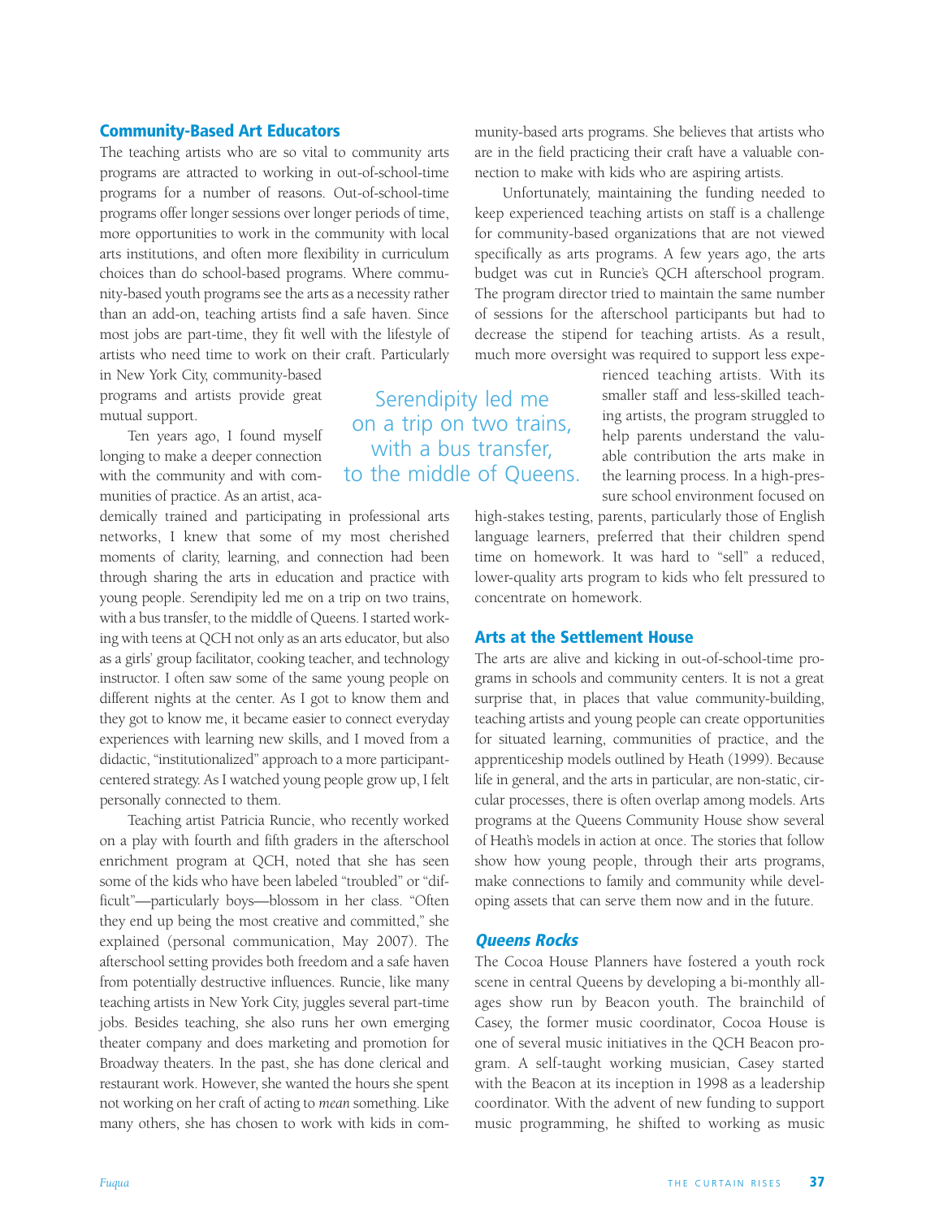## Community-Based Art Educators

The teaching artists who are so vital to community arts programs are attracted to working in out-of-school-time programs for a number of reasons. Out-of-school-time programs offer longer sessions over longer periods of time, more opportunities to work in the community with local arts institutions, and often more flexibility in curriculum choices than do school-based programs. Where community-based youth programs see the arts as a necessity rather than an add-on, teaching artists find a safe haven. Since most jobs are part-time, they fit well with the lifestyle of artists who need time to work on their craft. Particularly in New York City, community-based programs and artists provide great mutual support.

Ten years ago, I found myself longing to make a deeper connection with the community and with communities of practice. As an artist, academically trained and participating in professional arts networks, I knew that some of my most cherished moments of clarity, learning, and connection had been through sharing the arts in education and practice with young people. Serendipity led me on a trip on two trains, with a bus transfer, to the middle of Queens. I started working with teens at QCH not only as an arts educator, but also as a girls' group facilitator, cooking teacher, and technology instructor. I often saw some of the same young people on different nights at the center. As I got to know them and they got to know me, it became easier to connect everyday experiences with learning new skills, and I moved from a didactic, "institutionalized" approach to a more participant-centered strategy. As I watched young people grow up, I felt personally connected to them.

> Serendipity led me on a trip on two trains, with a bus transfer, to the middle of Queens.

Teaching artist Patricia Runcie, who recently worked on a play with fourth and fifth graders in the afterschool enrichment program at QCH, noted that she has seen some of the kids who have been labeled "troubled" or "difficult"—particularly boys—blossom in her class. "Often they end up being the most creative and committed," she explained (personal communication, May 2007). The afterschool setting provides both freedom and a safe haven from potentially destructive influences. Runcie, like many teaching artists in New York City, juggles several part-time jobs. Besides teaching, she also runs her own emerging theater company and does marketing and promotion for Broadway theaters. In the past, she has done clerical and restaurant work. However, she wanted the hours she spent not working on her craft of acting to *mean* something. Like many others, she has chosen to work with kids in community-based arts programs. She believes that artists who are in the field practicing their craft have a valuable connection to make with kids who are aspiring artists.

Unfortunately, maintaining the funding needed to keep experienced teaching artists on staff is a challenge for community-based organizations that are not viewed specifically as arts programs. A few years ago, the arts budget was cut in Runcie's QCH afterschool program. The program director tried to maintain the same number of sessions for the afterschool participants but had to decrease the stipend for teaching artists. As a result, much more oversight was required to support less experienced teaching artists. With its smaller staff and less-skilled teaching artists, the program struggled to help parents understand the valuable contribution the arts make in the learning process. In a high-pressure school environment focused on high-stakes testing, parents, particularly those of English language learners, preferred that their children spend time on homework. It was hard to "sell" a reduced, lower-quality arts program to kids who felt pressured to concentrate on homework.

## Arts at the Settlement House

The arts are alive and kicking in out-of-school-time programs in schools and community centers. It is not a great surprise that, in places that value community-building, teaching artists and young people can create opportunities for situated learning, communities of practice, and the apprenticeship models outlined by Heath (1999). Because life in general, and the arts in particular, are non-static, circular processes, there is often overlap among models. Arts programs at the Queens Community House show several of Heath's models in action at once. The stories that follow show how young people, through their arts programs, make connections to family and community while developing assets that can serve them now and in the future.

### *Queens Rocks*

The Cocoa House Planners have fostered a youth rock scene in central Queens by developing a bi-monthly all-ages show run by Beacon youth. The brainchild of Casey, the former music coordinator, Cocoa House is one of several music initiatives in the QCH Beacon program. A self-taught working musician, Casey started with the Beacon at its inception in 1998 as a leadership coordinator. With the advent of new funding to support music programming, he shifted to working as music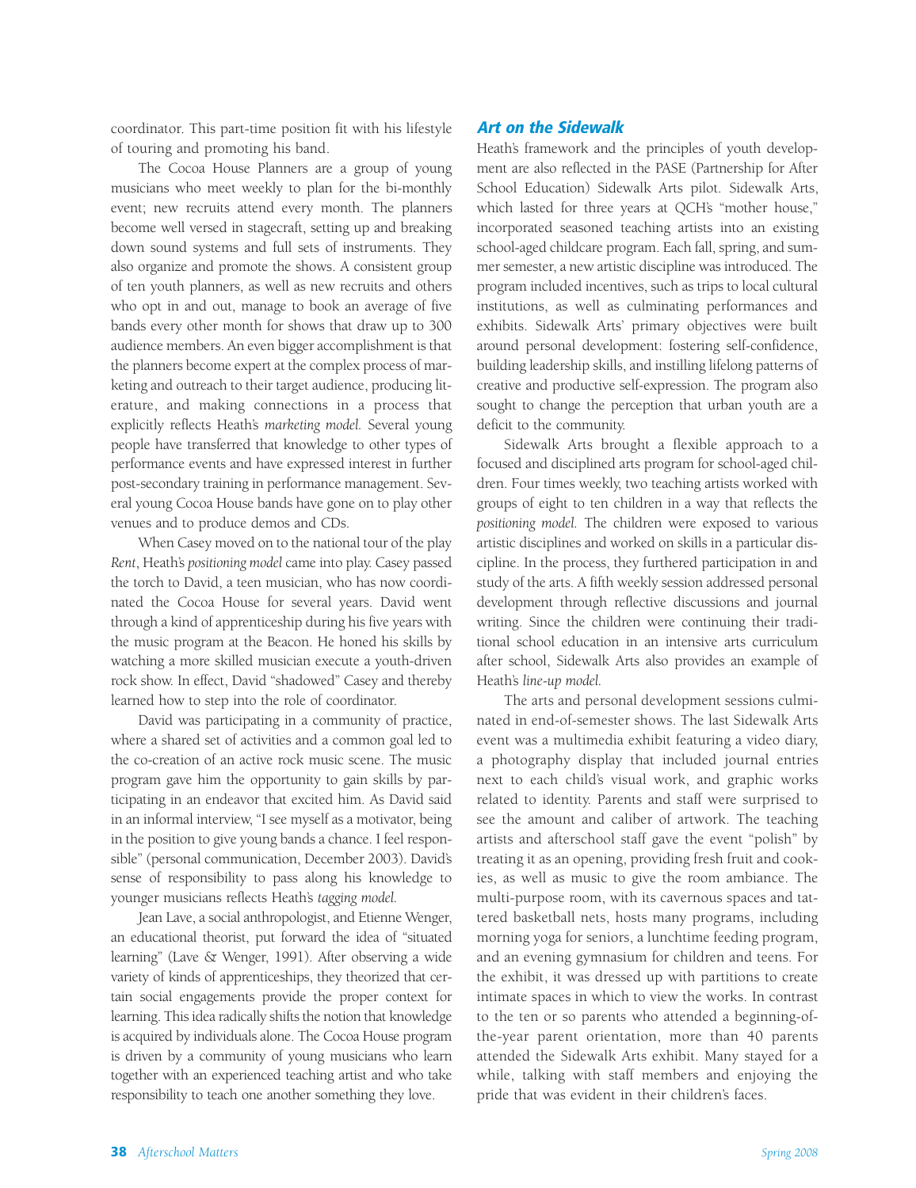coordinator. This part-time position fit with his lifestyle of touring and promoting his band.

The Cocoa House Planners are a group of young musicians who meet weekly to plan for the bi-monthly event; new recruits attend every month. The planners become well versed in stagecraft, setting up and breaking down sound systems and full sets of instruments. They also organize and promote the shows. A consistent group of ten youth planners, as well as new recruits and others who opt in and out, manage to book an average of five bands every other month for shows that draw up to 300 audience members. An even bigger accomplishment is that the planners become expert at the complex process of marketing and outreach to their target audience, producing literature, and making connections in a process that explicitly reflects Heath's *marketing model*. Several young people have transferred that knowledge to other types of performance events and have expressed interest in further post-secondary training in performance management. Several young Cocoa House bands have gone on to play other venues and to produce demos and CDs.

When Casey moved on to the national tour of the play *Rent*, Heath's *positioning model* came into play. Casey passed the torch to David, a teen musician, who has now coordinated the Cocoa House for several years. David went through a kind of apprenticeship during his five years with the music program at the Beacon. He honed his skills by watching a more skilled musician execute a youth-driven rock show. In effect, David "shadowed" Casey and thereby learned how to step into the role of coordinator.

David was participating in a community of practice, where a shared set of activities and a common goal led to the co-creation of an active rock music scene. The music program gave him the opportunity to gain skills by participating in an endeavor that excited him. As David said in an informal interview, "I see myself as a motivator, being in the position to give young bands a chance. I feel responsible" (personal communication, December 2003). David's sense of responsibility to pass along his knowledge to younger musicians reflects Heath's *tagging model*.

Jean Lave, a social anthropologist, and Etienne Wenger, an educational theorist, put forward the idea of "situated learning" (Lave & Wenger, 1991). After observing a wide variety of kinds of apprenticeships, they theorized that certain social engagements provide the proper context for learning. This idea radically shifts the notion that knowledge is acquired by individuals alone. The Cocoa House program is driven by a community of young musicians who learn together with an experienced teaching artist and who take responsibility to teach one another something they love.

## Art on the Sidewalk

Heath's framework and the principles of youth development are also reflected in the PASE (Partnership for After School Education) Sidewalk Arts pilot. Sidewalk Arts, which lasted for three years at QCH's "mother house," incorporated seasoned teaching artists into an existing school-aged childcare program. Each fall, spring, and summer semester, a new artistic discipline was introduced. The program included incentives, such as trips to local cultural institutions, as well as culminating performances and exhibits. Sidewalk Arts' primary objectives were built around personal development: fostering self-confidence, building leadership skills, and instilling lifelong patterns of creative and productive self-expression. The program also sought to change the perception that urban youth are a deficit to the community.

Sidewalk Arts brought a flexible approach to a focused and disciplined arts program for school-aged children. Four times weekly, two teaching artists worked with groups of eight to ten children in a way that reflects the *positioning model*. The children were exposed to various artistic disciplines and worked on skills in a particular discipline. In the process, they furthered participation in and study of the arts. A fifth weekly session addressed personal development through reflective discussions and journal writing. Since the children were continuing their traditional school education in an intensive arts curriculum after school, Sidewalk Arts also provides an example of Heath's *line-up model*.

The arts and personal development sessions culminated in end-of-semester shows. The last Sidewalk Arts event was a multimedia exhibit featuring a video diary, a photography display that included journal entries next to each child's visual work, and graphic works related to identity. Parents and staff were surprised to see the amount and caliber of artwork. The teaching artists and afterschool staff gave the event "polish" by treating it as an opening, providing fresh fruit and cookies, as well as music to give the room ambiance. The multi-purpose room, with its cavernous spaces and tattered basketball nets, hosts many programs, including morning yoga for seniors, a lunchtime feeding program, and an evening gymnasium for children and teens. For the exhibit, it was dressed up with partitions to create intimate spaces in which to view the works. In contrast to the ten or so parents who attended a beginning-of-the-year parent orientation, more than 40 parents attended the Sidewalk Arts exhibit. Many stayed for a while, talking with staff members and enjoying the pride that was evident in their children's faces.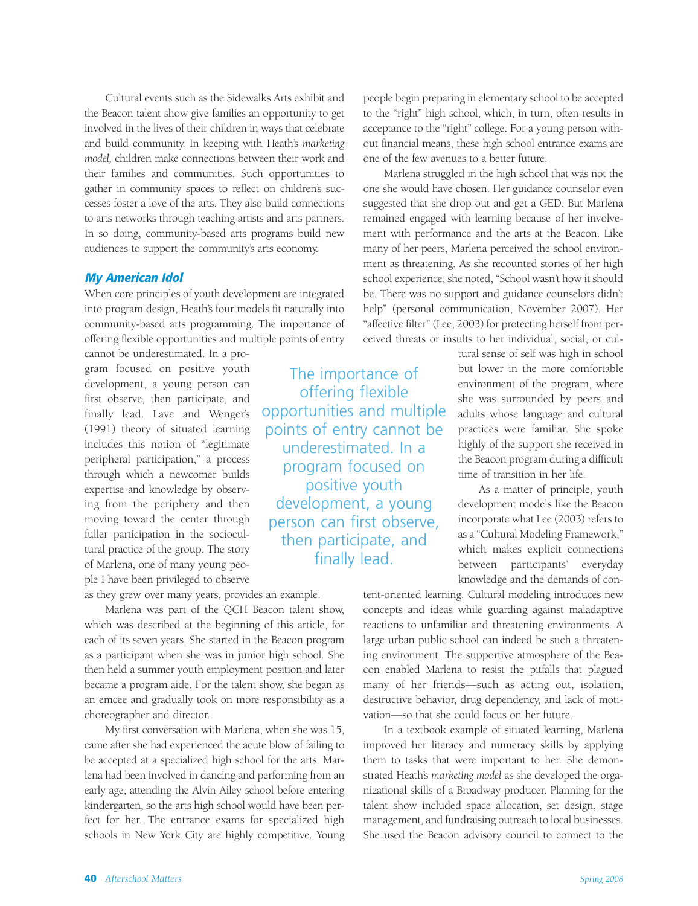Cultural events such as the Sidewalks Arts exhibit and the Beacon talent show give families an opportunity to get involved in the lives of their children in ways that celebrate and build community. In keeping with Heath's *marketing model,* children make connections between their work and their families and communities. Such opportunities to gather in community spaces to reflect on children's successes foster a love of the arts. They also build connections to arts networks through teaching artists and arts partners. In so doing, community-based arts programs build new audiences to support the community's arts economy.

### *My American Idol*

When core principles of youth development are integrated into program design, Heath's four models fit naturally into community-based arts programming. The importance of offering flexible opportunities and multiple points of entry cannot be underestimated. In a program focused on positive youth development, a young person can first observe, then participate, and finally lead. Lave and Wenger's (1991) theory of situated learning includes this notion of "legitimate peripheral participation," a process through which a newcomer builds expertise and knowledge by observing from the periphery and then moving toward the center through fuller participation in the sociocultural practice of the group. The story of Marlena, one of many young people I have been privileged to observe as they grew over many years, provides an example.

> The importance of offering flexible opportunities and multiple points of entry cannot be underestimated. In a program focused on positive youth development, a young person can first observe, then participate, and finally lead.

Marlena was part of the QCH Beacon talent show, which was described at the beginning of this article, for each of its seven years. She started in the Beacon program as a participant when she was in junior high school. She then held a summer youth employment position and later became a program aide. For the talent show, she began as an emcee and gradually took on more responsibility as a choreographer and director.

My first conversation with Marlena, when she was 15, came after she had experienced the acute blow of failing to be accepted at a specialized high school for the arts. Marlena had been involved in dancing and performing from an early age, attending the Alvin Ailey school before entering kindergarten, so the arts high school would have been perfect for her. The entrance exams for specialized high schools in New York City are highly competitive. Young people begin preparing in elementary school to be accepted to the "right" high school, which, in turn, often results in acceptance to the "right" college. For a young person without financial means, these high school entrance exams are one of the few avenues to a better future.

Marlena struggled in the high school that was not the one she would have chosen. Her guidance counselor even suggested that she drop out and get a GED. But Marlena remained engaged with learning because of her involvement with performance and the arts at the Beacon. Like many of her peers, Marlena perceived the school environment as threatening. As she recounted stories of her high school experience, she noted, "School wasn't how it should be. There was no support and guidance counselors didn't help" (personal communication, November 2007). Her "affective filter" (Lee, 2003) for protecting herself from perceived threats or insults to her individual, social, or cultural sense of self was high in school but lower in the more comfortable environment of the program, where she was surrounded by peers and adults whose language and cultural practices were familiar. She spoke highly of the support she received in the Beacon program during a difficult time of transition in her life.

As a matter of principle, youth development models like the Beacon incorporate what Lee (2003) refers to as a "Cultural Modeling Framework," which makes explicit connections between participants' everyday knowledge and the demands of content-oriented learning. Cultural modeling introduces new concepts and ideas while guarding against maladaptive reactions to unfamiliar and threatening environments. A large urban public school can indeed be such a threatening environment. The supportive atmosphere of the Beacon enabled Marlena to resist the pitfalls that plagued many of her friends—such as acting out, isolation, destructive behavior, drug dependency, and lack of motivation—so that she could focus on her future.

In a textbook example of situated learning, Marlena improved her literacy and numeracy skills by applying them to tasks that were important to her. She demonstrated Heath's *marketing model* as she developed the organizational skills of a Broadway producer. Planning for the talent show included space allocation, set design, stage management, and fundraising outreach to local businesses. She used the Beacon advisory council to connect to the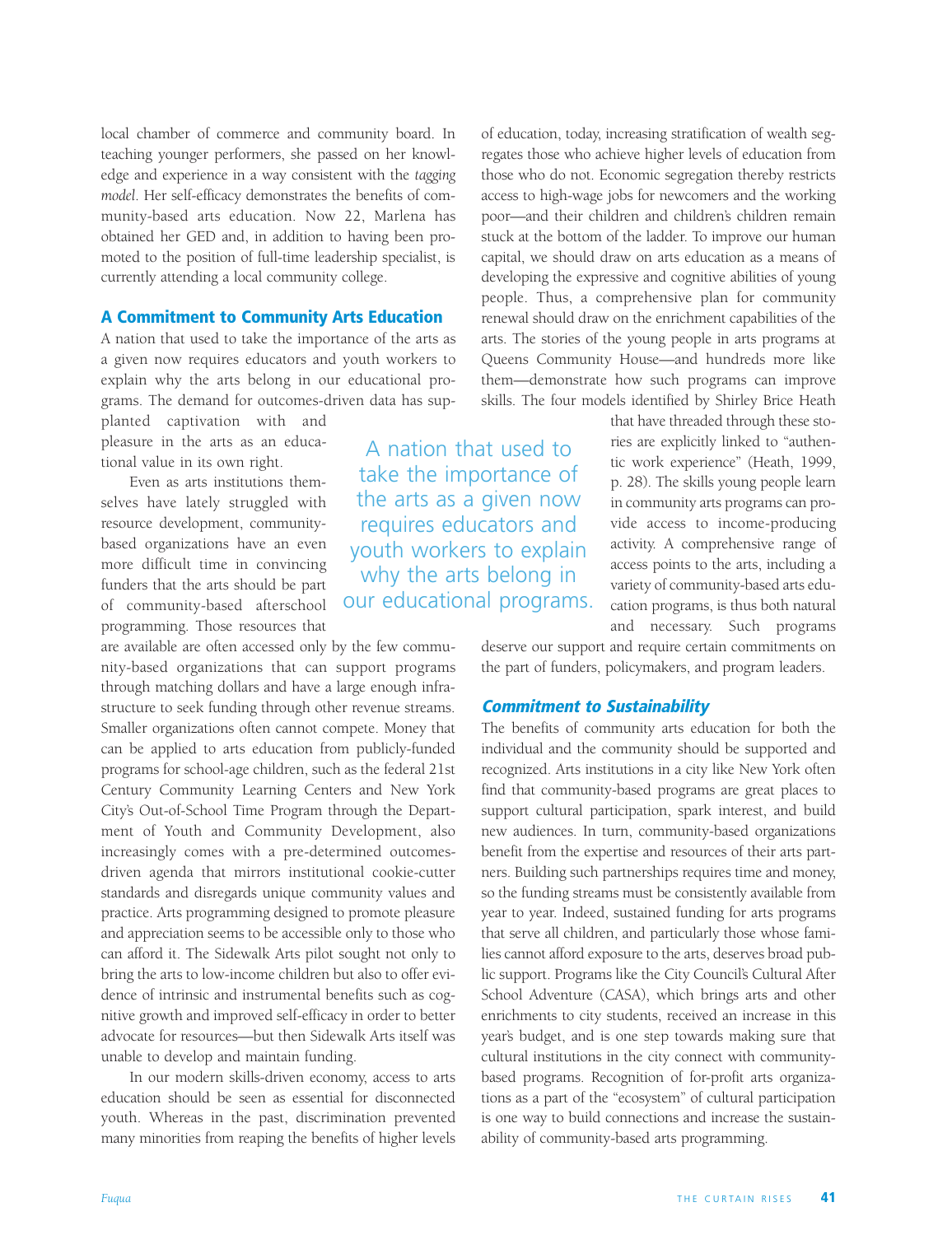local chamber of commerce and community board. In teaching younger performers, she passed on her knowledge and experience in a way consistent with the *tagging model*. Her self-efficacy demonstrates the benefits of community-based arts education. Now 22, Marlena has obtained her GED and, in addition to having been promoted to the position of full-time leadership specialist, is currently attending a local community college.

## A Commitment to Community Arts Education

A nation that used to take the importance of the arts as a given now requires educators and youth workers to explain why the arts belong in our educational programs. The demand for outcomes-driven data has supplanted captivation with and pleasure in the arts as an educational value in its own right.

Even as arts institutions themselves have lately struggled with resource development, community-based organizations have an even more difficult time in convincing funders that the arts should be part of community-based afterschool programming. Those resources that are available are often accessed only by the few community-based organizations that can support programs through matching dollars and have a large enough infrastructure to seek funding through other revenue streams. Smaller organizations often cannot compete. Money that can be applied to arts education from publicly-funded programs for school-age children, such as the federal 21st Century Community Learning Centers and New York City's Out-of-School Time Program through the Department of Youth and Community Development, also increasingly comes with a pre-determined outcomes-driven agenda that mirrors institutional cookie-cutter standards and disregards unique community values and practice. Arts programming designed to promote pleasure and appreciation seems to be accessible only to those who can afford it. The Sidewalk Arts pilot sought not only to bring the arts to low-income children but also to offer evidence of intrinsic and instrumental benefits such as cognitive growth and improved self-efficacy in order to better advocate for resources—but then Sidewalk Arts itself was unable to develop and maintain funding.

In our modern skills-driven economy, access to arts education should be seen as essential for disconnected youth. Whereas in the past, discrimination prevented many minorities from reaping the benefits of higher levels of education, today, increasing stratification of wealth segregates those who achieve higher levels of education from those who do not. Economic segregation thereby restricts access to high-wage jobs for newcomers and the working poor—and their children and children's children remain stuck at the bottom of the ladder. To improve our human capital, we should draw on arts education as a means of developing the expressive and cognitive abilities of young people. Thus, a comprehensive plan for community renewal should draw on the enrichment capabilities of the arts. The stories of the young people in arts programs at Queens Community House—and hundreds more like them—demonstrate how such programs can improve skills. The four models identified by Shirley Brice Heath that have threaded through these stories are explicitly linked to "authentic work experience" (Heath, 1999, p. 28). The skills young people learn in community arts programs can provide access to income-producing activity. A comprehensive range of access points to the arts, including a variety of community-based arts education programs, is thus both natural and necessary. Such programs deserve our support and require certain commitments on the part of funders, policymakers, and program leaders.

> A nation that used to take the importance of the arts as a given now requires educators and youth workers to explain why the arts belong in our educational programs.

### *Commitment to Sustainability*

The benefits of community arts education for both the individual and the community should be supported and recognized. Arts institutions in a city like New York often find that community-based programs are great places to support cultural participation, spark interest, and build new audiences. In turn, community-based organizations benefit from the expertise and resources of their arts partners. Building such partnerships requires time and money, so the funding streams must be consistently available from year to year. Indeed, sustained funding for arts programs that serve all children, and particularly those whose families cannot afford exposure to the arts, deserves broad public support. Programs like the City Council's Cultural After School Adventure (CASA), which brings arts and other enrichments to city students, received an increase in this year's budget, and is one step towards making sure that cultural institutions in the city connect with community-based programs. Recognition of for-profit arts organizations as a part of the "ecosystem" of cultural participation is one way to build connections and increase the sustainability of community-based arts programming.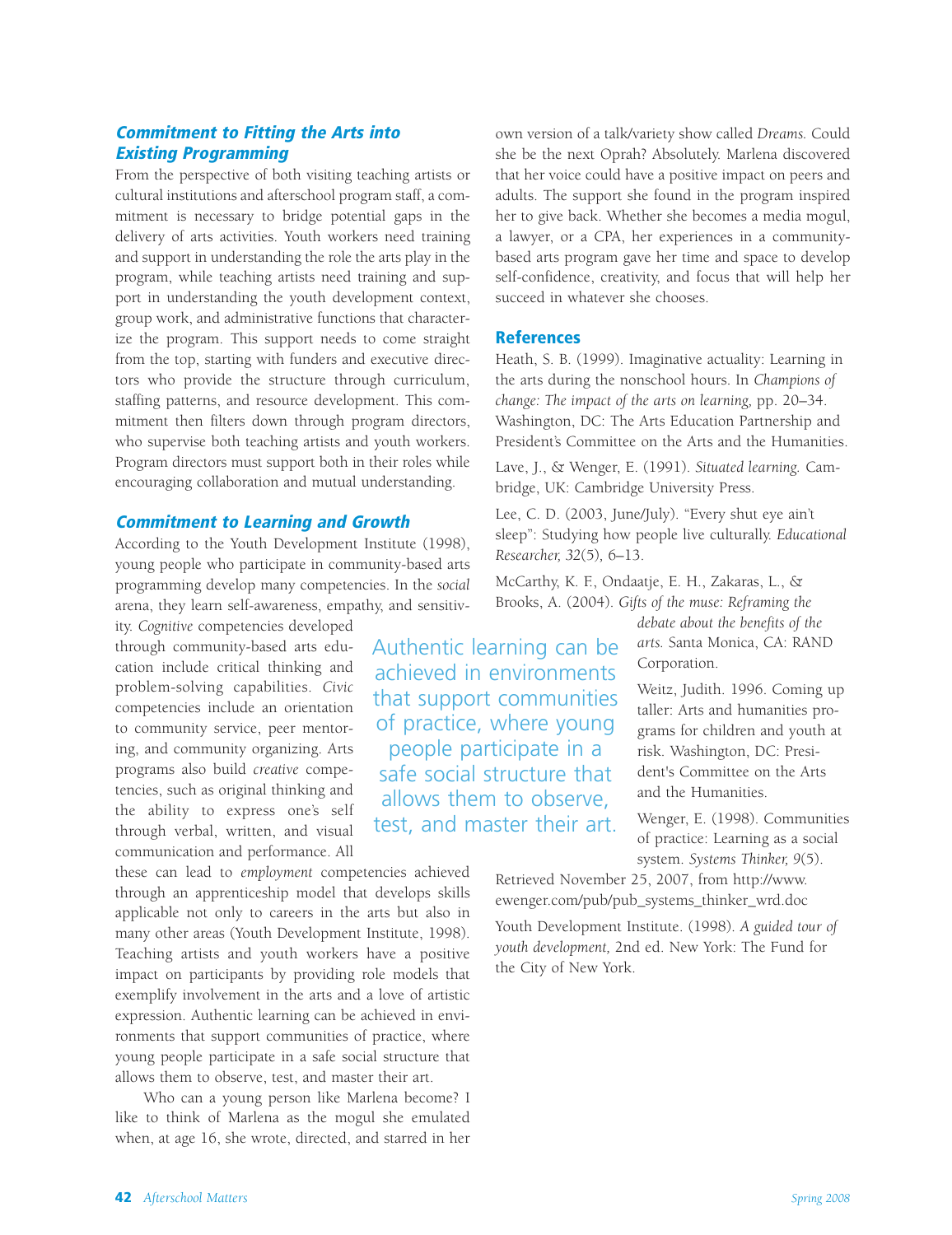### *Commitment to Fitting the Arts into Existing Programming*

From the perspective of both visiting teaching artists or cultural institutions and afterschool program staff, a commitment is necessary to bridge potential gaps in the delivery of arts activities. Youth workers need training and support in understanding the role the arts play in the program, while teaching artists need training and support in understanding the youth development context, group work, and administrative functions that characterize the program. This support needs to come straight from the top, starting with funders and executive directors who provide the structure through curriculum, staffing patterns, and resource development. This commitment then filters down through program directors, who supervise both teaching artists and youth workers. Program directors must support both in their roles while encouraging collaboration and mutual understanding.

### *Commitment to Learning and Growth*

According to the Youth Development Institute (1998), young people who participate in community-based arts programming develop many competencies. In the *social* arena, they learn self-awareness, empathy, and sensitivity. *Cognitive* competencies developed through community-based arts education include critical thinking and problem-solving capabilities. *Civic* competencies include an orientation to community service, peer mentoring, and community organizing. Arts programs also build *creative* competencies, such as original thinking and the ability to express one's self through verbal, written, and visual communication and performance. All these can lead to *employment* competencies achieved through an apprenticeship model that develops skills applicable not only to careers in the arts but also in many other areas (Youth Development Institute, 1998). Teaching artists and youth workers have a positive impact on participants by providing role models that exemplify involvement in the arts and a love of artistic expression. Authentic learning can be achieved in environments that support communities of practice, where young people participate in a safe social structure that allows them to observe, test, and master their art.

> Authentic learning can be achieved in environments that support communities of practice, where young people participate in a safe social structure that allows them to observe, test, and master their art.

Who can a young person like Marlena become? I like to think of Marlena as the mogul she emulated when, at age 16, she wrote, directed, and starred in her own version of a talk/variety show called *Dreams*. Could she be the next Oprah? Absolutely. Marlena discovered that her voice could have a positive impact on peers and adults. The support she found in the program inspired her to give back. Whether she becomes a media mogul, a lawyer, or a CPA, her experiences in a community-based arts program gave her time and space to develop self-confidence, creativity, and focus that will help her succeed in whatever she chooses.

## References

Heath, S. B. (1999). Imaginative actuality: Learning in the arts during the nonschool hours. In *Champions of change: The impact of the arts on learning,* pp. 20–34. Washington, DC: The Arts Education Partnership and President's Committee on the Arts and the Humanities.

Lave, J., & Wenger, E. (1991). *Situated learning.* Cambridge, UK: Cambridge University Press.

Lee, C. D. (2003, June/July). "Every shut eye ain't sleep": Studying how people live culturally. *Educational Researcher, 32*(5), 6–13.

McCarthy, K. F., Ondaatje, E. H., Zakaras, L., & Brooks, A. (2004). *Gifts of the muse: Reframing the debate about the benefits of the arts.* Santa Monica, CA: RAND Corporation.

Weitz, Judith. 1996. Coming up taller: Arts and humanities programs for children and youth at risk. Washington, DC: President's Committee on the Arts and the Humanities.

Wenger, E. (1998). Communities of practice: Learning as a social system. *Systems Thinker, 9*(5). Retrieved November 25, 2007, from http://www.ewenger.com/pub/pub_systems_thinker_wrd.doc

Youth Development Institute. (1998). *A guided tour of youth development,* 2nd ed. New York: The Fund for the City of New York.